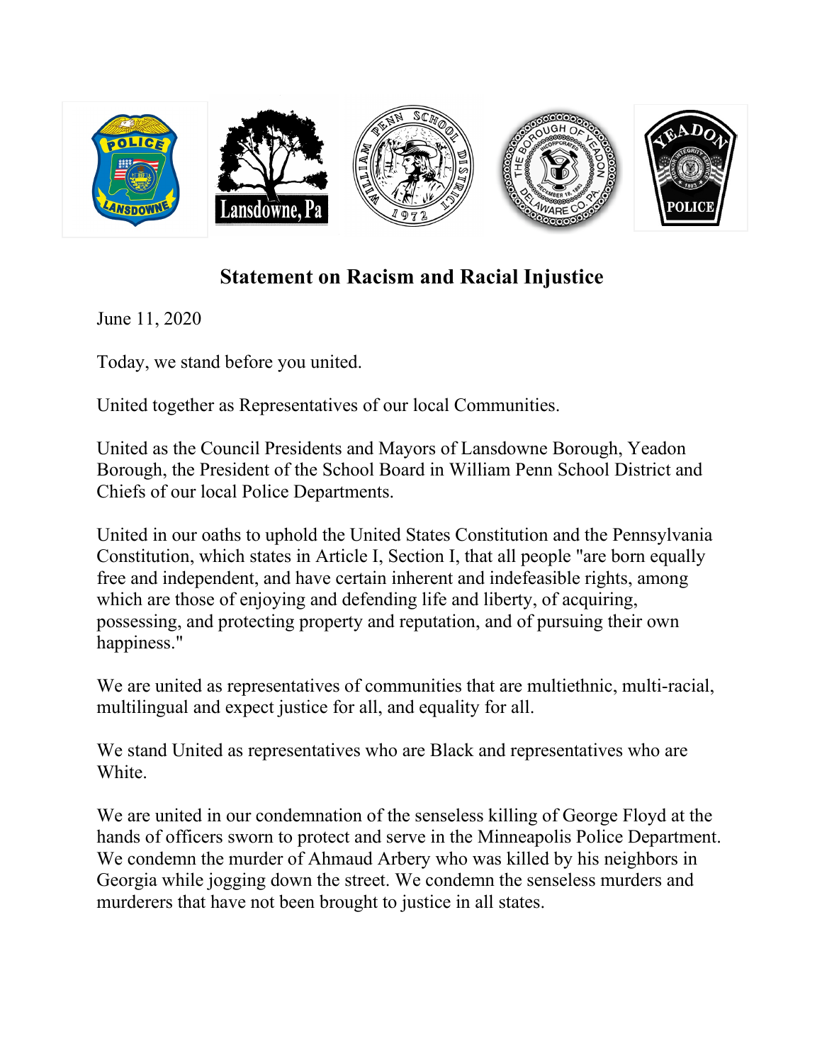# Statement on Racism and Racial Injustice

June 11, 2020

Today, we stand before you united.

United together as Representatives of our local Communities.

United as the Council Presidents and Mayors of Lansdowne Borough, Yeadon Borough, the President of the School Board in William Penn School District and Chiefs of our local Police Departments.

United in our oaths to uphold the United States Constitution and the Pennsylvania Constitution, which states in Article I, Section I, that all people "are born equally free and independent, and have certain inherent and indefeasible rights, among which are those of enjoying and defending life and liberty, of acquiring, possessing, and protecting property and reputation, and of pursuing their own happiness."

We are united as representatives of communities that are multiethnic, multi-racial, multilingual and expect justice for all, and equality for all.

We stand United as representatives who are Black and representatives who are White.

We are united in our condemnation of the senseless killing of George Floyd at the hands of officers sworn to protect and serve in the Minneapolis Police Department. We condemn the murder of Ahmaud Arbery who was killed by his neighbors in Georgia while jogging down the street. We condemn the senseless murders and murderers that have not been brought to justice in all states.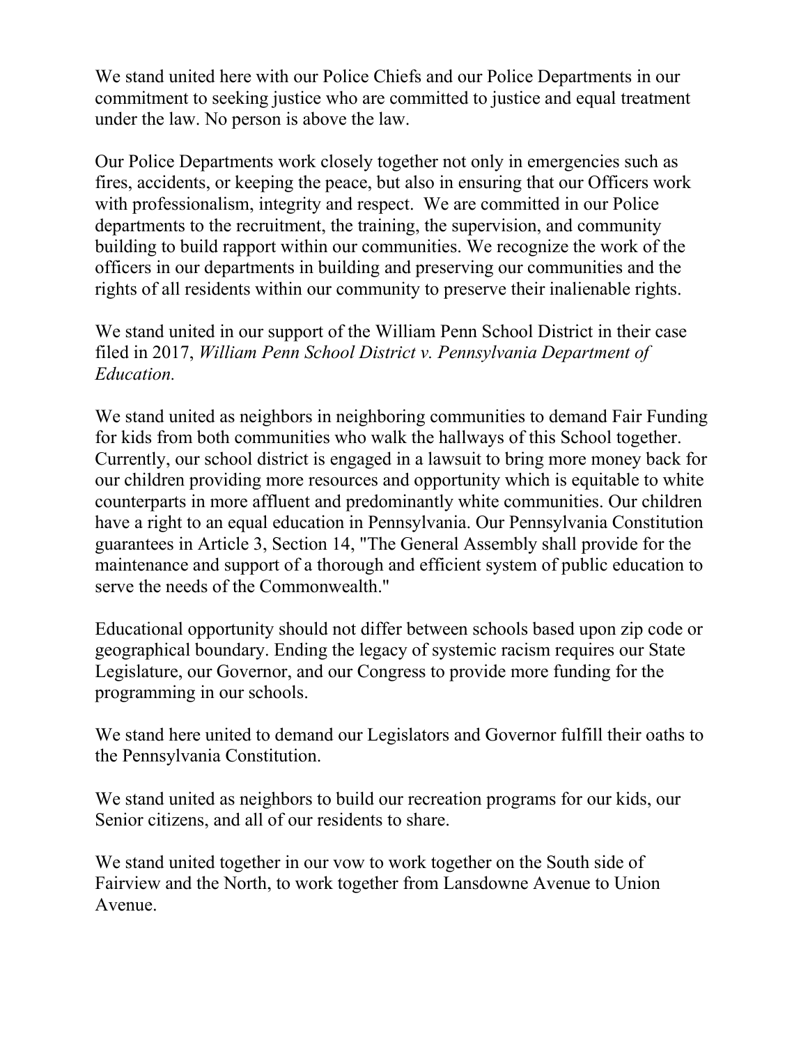We stand united here with our Police Chiefs and our Police Departments in our commitment to seeking justice who are committed to justice and equal treatment under the law. No person is above the law.

Our Police Departments work closely together not only in emergencies such as fires, accidents, or keeping the peace, but also in ensuring that our Officers work with professionalism, integrity and respect. We are committed in our Police departments to the recruitment, the training, the supervision, and community building to build rapport within our communities. We recognize the work of the officers in our departments in building and preserving our communities and the rights of all residents within our community to preserve their inalienable rights.

We stand united in our support of the William Penn School District in their case filed in 2017, *William Penn School District v. Pennsylvania Department of Education.*

We stand united as neighbors in neighboring communities to demand Fair Funding for kids from both communities who walk the hallways of this School together. Currently, our school district is engaged in a lawsuit to bring more money back for our children providing more resources and opportunity which is equitable to white counterparts in more affluent and predominantly white communities. Our children have a right to an equal education in Pennsylvania. Our Pennsylvania Constitution guarantees in Article 3, Section 14, "The General Assembly shall provide for the maintenance and support of a thorough and efficient system of public education to serve the needs of the Commonwealth."

Educational opportunity should not differ between schools based upon zip code or geographical boundary. Ending the legacy of systemic racism requires our State Legislature, our Governor, and our Congress to provide more funding for the programming in our schools.

We stand here united to demand our Legislators and Governor fulfill their oaths to the Pennsylvania Constitution.

We stand united as neighbors to build our recreation programs for our kids, our Senior citizens, and all of our residents to share.

We stand united together in our vow to work together on the South side of Fairview and the North, to work together from Lansdowne Avenue to Union Avenue.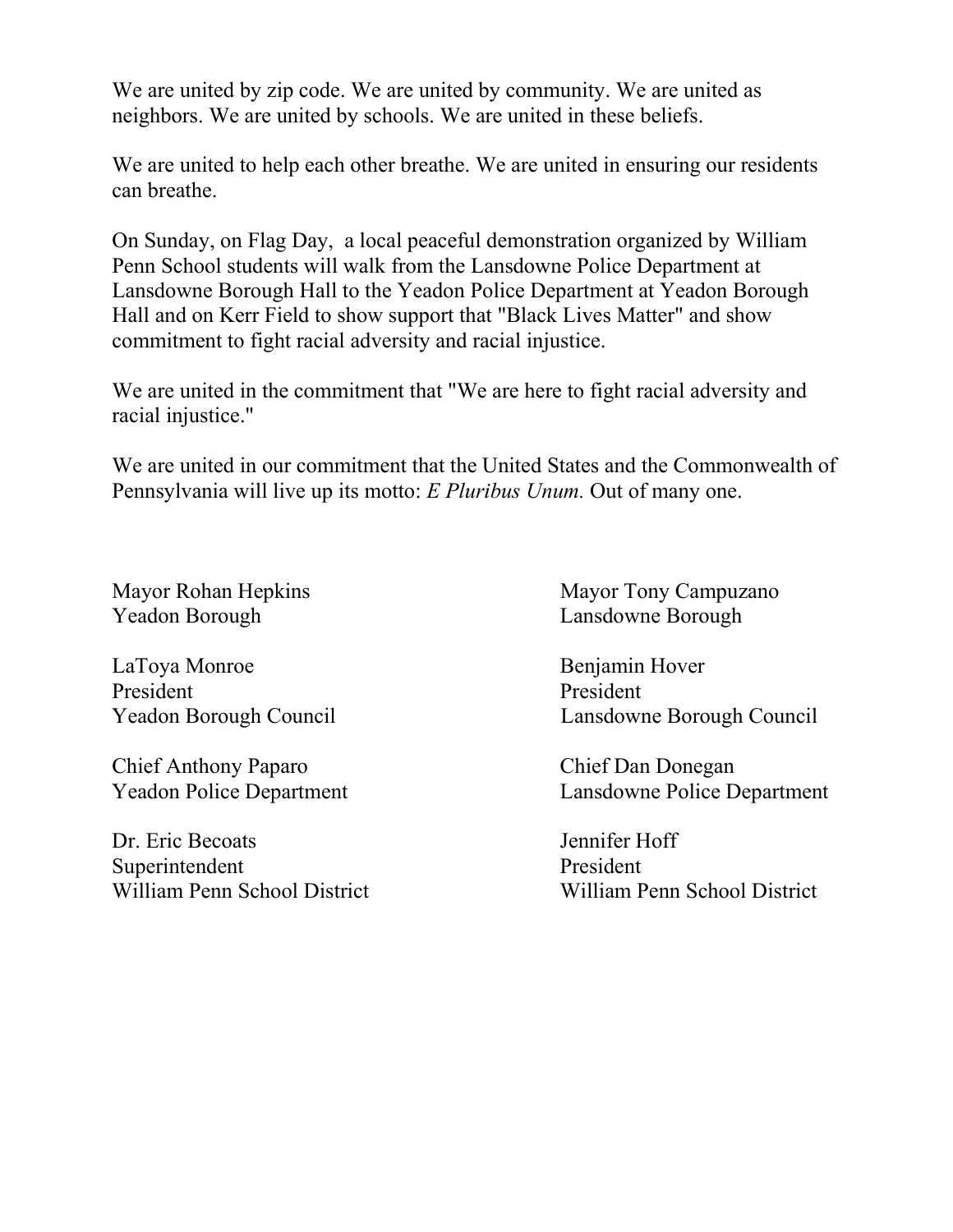We are united by zip code. We are united by community. We are united as neighbors. We are united by schools. We are united in these beliefs.

We are united to help each other breathe. We are united in ensuring our residents can breathe.

On Sunday, on Flag Day, a local peaceful demonstration organized by William Penn School students will walk from the Lansdowne Police Department at Lansdowne Borough Hall to the Yeadon Police Department at Yeadon Borough Hall and on Kerr Field to show support that "Black Lives Matter" and show commitment to fight racial adversity and racial injustice.

We are united in the commitment that "We are here to fight racial adversity and racial injustice."

We are united in our commitment that the United States and the Commonwealth of Pennsylvania will live up its motto: *E Pluribus Unum.* Out of many one.

Mayor Rohan Hepkins
Yeadon Borough

Mayor Tony Campuzano
Lansdowne Borough

LaToya Monroe
President
Yeadon Borough Council

Benjamin Hover
President
Lansdowne Borough Council

Chief Anthony Paparo
Yeadon Police Department

Chief Dan Donegan
Lansdowne Police Department

Dr. Eric Becoats
Superintendent
William Penn School District

Jennifer Hoff
President
William Penn School District